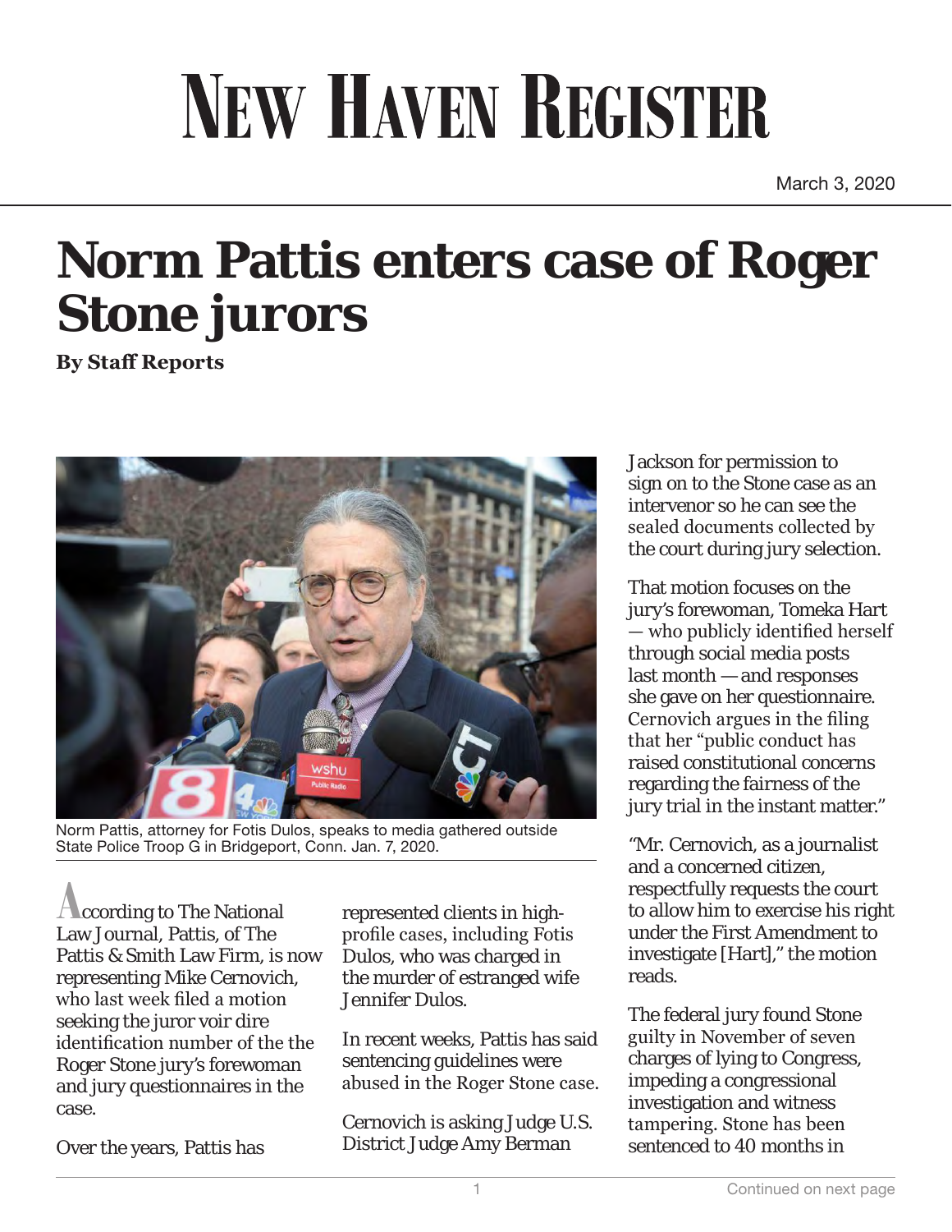# New Haven Register

March 3, 2020

# Norm Pattis enters case of Roger Stone jurors

**By Staff Reports**

Norm Pattis, attorney for Fotis Dulos, speaks to media gathered outside State Police Troop G in Bridgeport, Conn. Jan. 7, 2020.

According to The National Law Journal, Pattis, of The Pattis & Smith Law Firm, is now representing Mike Cernovich, who last week filed a motion seeking the juror voir dire identification number of the the Roger Stone jury's forewoman and jury questionnaires in the case.

Over the years, Pattis has represented clients in high-profile cases, including Fotis Dulos, who was charged in the murder of estranged wife Jennifer Dulos.

In recent weeks, Pattis has said sentencing guidelines were abused in the Roger Stone case.

Cernovich is asking Judge U.S. District Judge Amy Berman Jackson for permission to sign on to the Stone case as an intervenor so he can see the sealed documents collected by the court during jury selection.

That motion focuses on the jury's forewoman, Tomeka Hart — who publicly identified herself through social media posts last month — and responses she gave on her questionnaire. Cernovich argues in the filing that her "public conduct has raised constitutional concerns regarding the fairness of the jury trial in the instant matter."

"Mr. Cernovich, as a journalist and a concerned citizen, respectfully requests the court to allow him to exercise his right under the First Amendment to investigate [Hart]," the motion reads.

The federal jury found Stone guilty in November of seven charges of lying to Congress, impeding a congressional investigation and witness tampering. Stone has been sentenced to 40 months in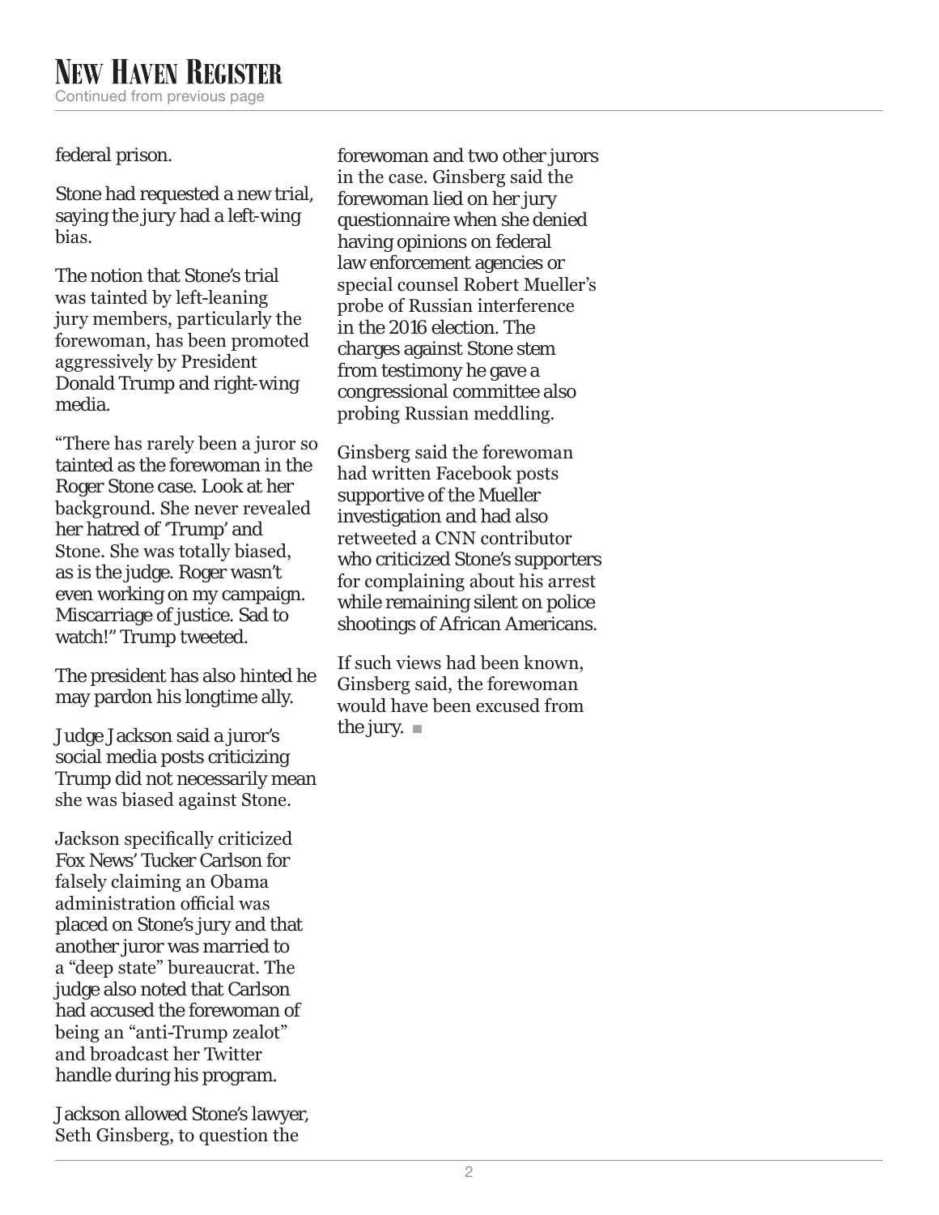federal prison.

Stone had requested a new trial, saying the jury had a left-wing bias.

The notion that Stone's trial was tainted by left-leaning jury members, particularly the forewoman, has been promoted aggressively by President Donald Trump and right-wing media.

"There has rarely been a juror so tainted as the forewoman in the Roger Stone case. Look at her background. She never revealed her hatred of 'Trump' and Stone. She was totally biased, as is the judge. Roger wasn't even working on my campaign. Miscarriage of justice. Sad to watch!" Trump tweeted.

The president has also hinted he may pardon his longtime ally.

Judge Jackson said a juror's social media posts criticizing Trump did not necessarily mean she was biased against Stone.

Jackson specifically criticized Fox News' Tucker Carlson for falsely claiming an Obama administration official was placed on Stone's jury and that another juror was married to a "deep state" bureaucrat. The judge also noted that Carlson had accused the forewoman of being an "anti-Trump zealot" and broadcast her Twitter handle during his program.

Jackson allowed Stone's lawyer, Seth Ginsberg, to question the forewoman and two other jurors in the case. Ginsberg said the forewoman lied on her jury questionnaire when she denied having opinions on federal law enforcement agencies or special counsel Robert Mueller's probe of Russian interference in the 2016 election. The charges against Stone stem from testimony he gave a congressional committee also probing Russian meddling.

Ginsberg said the forewoman had written Facebook posts supportive of the Mueller investigation and had also retweeted a CNN contributor who criticized Stone's supporters for complaining about his arrest while remaining silent on police shootings of African Americans.

If such views had been known, Ginsberg said, the forewoman would have been excused from the jury.